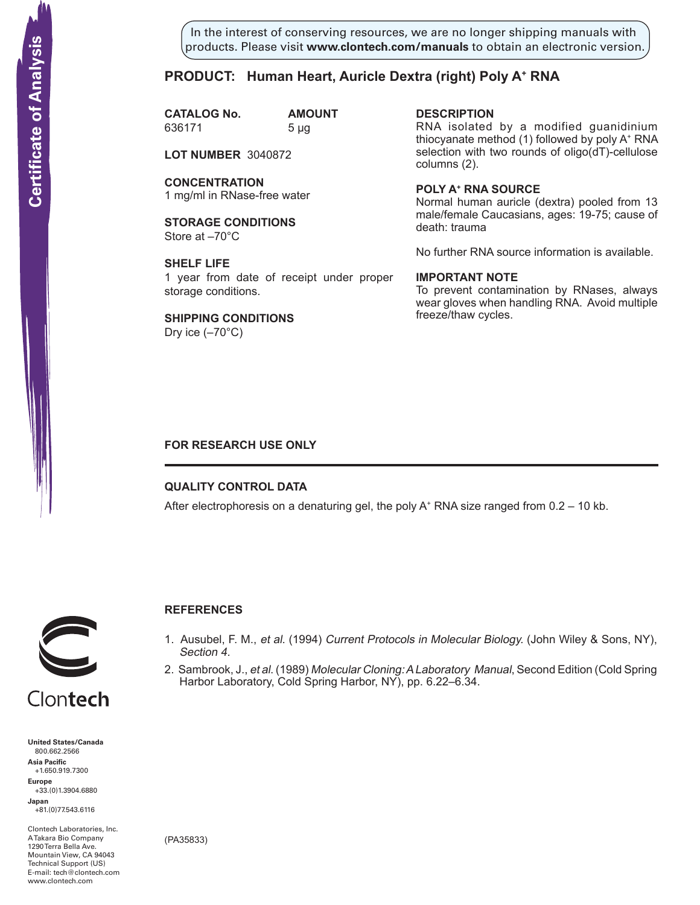Certificate of Analysis

In the interest of conserving resources, we are no longer shipping manuals with products. Please visit **www.clontech.com/manuals** to obtain an electronic version.

# PRODUCT: Human Heart, Auricle Dextra (right) Poly A⁺ RNA

**CATALOG No.** 636171

**AMOUNT** 5 µg

**LOT NUMBER** 3040872

**CONCENTRATION**
1 mg/ml in RNase-free water

**STORAGE CONDITIONS**
Store at –70°C

**SHELF LIFE**
1 year from date of receipt under proper storage conditions.

**SHIPPING CONDITIONS**
Dry ice (–70°C)

**DESCRIPTION**
RNA isolated by a modified guanidinium thiocyanate method (1) followed by poly A⁺ RNA selection with two rounds of oligo(dT)-cellulose columns (2).

**POLY A⁺ RNA SOURCE**
Normal human auricle (dextra) pooled from 13 male/female Caucasians, ages: 19-75; cause of death: trauma

No further RNA source information is available.

**IMPORTANT NOTE**
To prevent contamination by RNases, always wear gloves when handling RNA. Avoid multiple freeze/thaw cycles.

**FOR RESEARCH USE ONLY**

---

## QUALITY CONTROL DATA

After electrophoresis on a denaturing gel, the poly A⁺ RNA size ranged from 0.2 – 10 kb.

## REFERENCES

1. Ausubel, F. M., *et al.* (1994) *Current Protocols in Molecular Biology.* (John Wiley & Sons, NY), *Section 4.*
2. Sambrook, J., *et al.* (1989) *Molecular Cloning: A Laboratory Manual*, Second Edition (Cold Spring Harbor Laboratory, Cold Spring Harbor, NY), pp. 6.22–6.34.

Clontech

**United States/Canada**
800.662.2566
**Asia Pacific**
+1.650.919.7300
**Europe**
+33.(0)1.3904.6880
**Japan**
+81.(0)77.543.6116

Clontech Laboratories, Inc.
A Takara Bio Company
1290 Terra Bella Ave.
Mountain View, CA 94043
Technical Support (US)
E-mail: tech@clontech.com
www.clontech.com

(PA35833)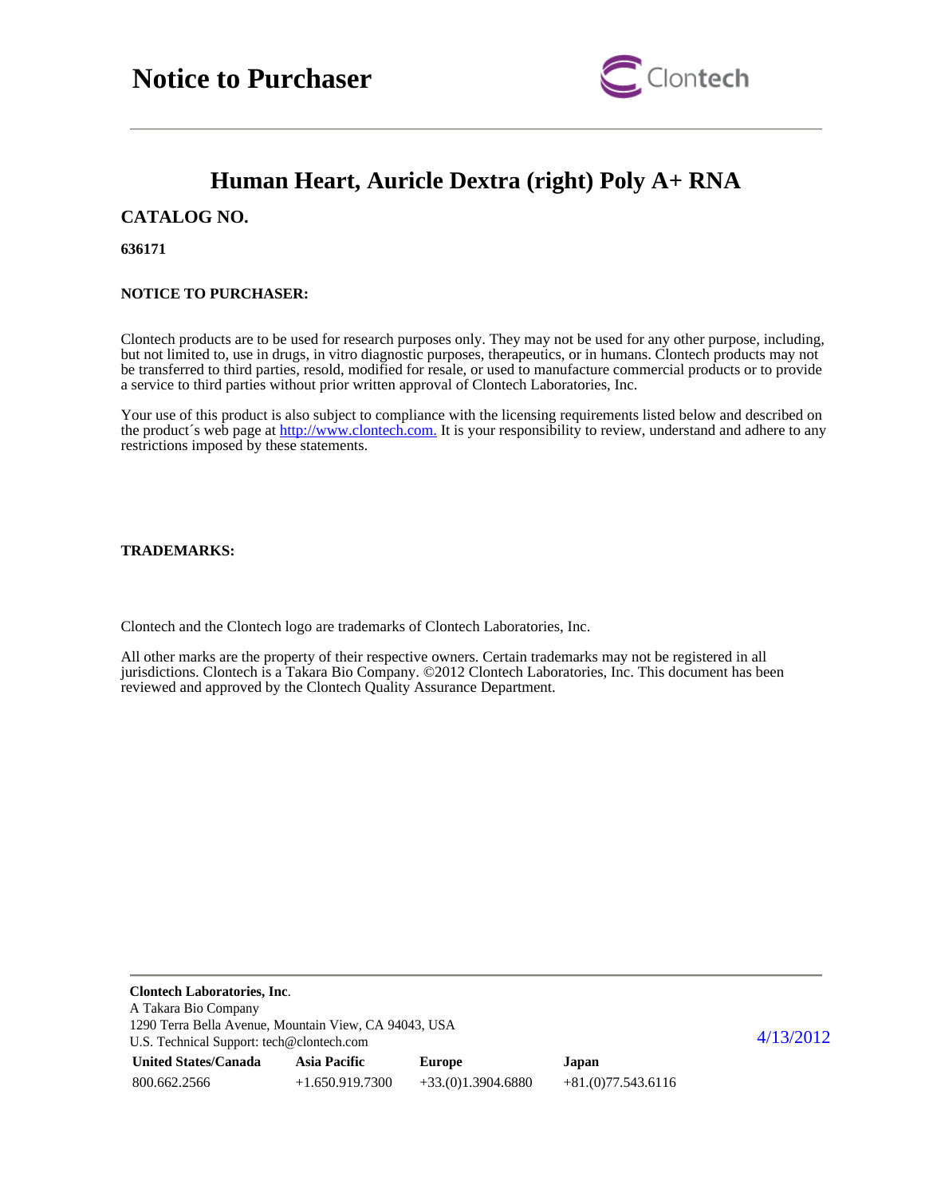# Notice to Purchaser

## Human Heart, Auricle Dextra (right) Poly A+ RNA

### CATALOG NO.

**636171**

**NOTICE TO PURCHASER:**

Clontech products are to be used for research purposes only. They may not be used for any other purpose, including, but not limited to, use in drugs, in vitro diagnostic purposes, therapeutics, or in humans. Clontech products may not be transferred to third parties, resold, modified for resale, or used to manufacture commercial products or to provide a service to third parties without prior written approval of Clontech Laboratories, Inc.

Your use of this product is also subject to compliance with the licensing requirements listed below and described on the product´s web page at [http://www.clontech.com.](http://www.clontech.com) It is your responsibility to review, understand and adhere to any restrictions imposed by these statements.

**TRADEMARKS:**

Clontech and the Clontech logo are trademarks of Clontech Laboratories, Inc.

All other marks are the property of their respective owners. Certain trademarks may not be registered in all jurisdictions. Clontech is a Takara Bio Company. ©2012 Clontech Laboratories, Inc. This document has been reviewed and approved by the Clontech Quality Assurance Department.

**Clontech Laboratories, Inc.**
A Takara Bio Company
1290 Terra Bella Avenue, Mountain View, CA 94043, USA
U.S. Technical Support: tech@clontech.com

| United States/Canada | Asia Pacific | Europe | Japan |
| --- | --- | --- | --- |
| 800.662.2566 | +1.650.919.7300 | +33.(0)1.3904.6880 | +81.(0)77.543.6116 |

4/13/2012